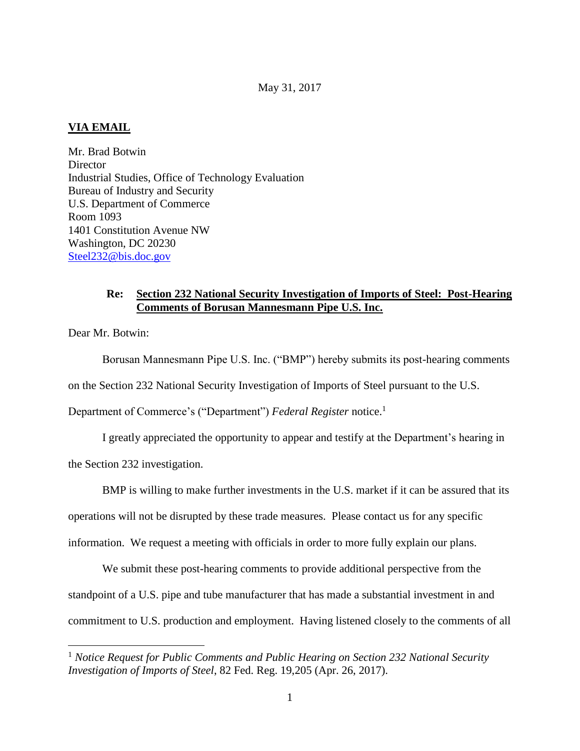May 31, 2017

**VIA EMAIL**

Mr. Brad Botwin
Director
Industrial Studies, Office of Technology Evaluation
Bureau of Industry and Security
U.S. Department of Commerce
Room 1093
1401 Constitution Avenue NW
Washington, DC 20230
Steel232@bis.doc.gov

**Re: Section 232 National Security Investigation of Imports of Steel: Post-Hearing Comments of Borusan Mannesmann Pipe U.S. Inc.**

Dear Mr. Botwin:

Borusan Mannesmann Pipe U.S. Inc. ("BMP") hereby submits its post-hearing comments on the Section 232 National Security Investigation of Imports of Steel pursuant to the U.S. Department of Commerce's ("Department") *Federal Register* notice.[1]

I greatly appreciated the opportunity to appear and testify at the Department's hearing in the Section 232 investigation.

BMP is willing to make further investments in the U.S. market if it can be assured that its operations will not be disrupted by these trade measures. Please contact us for any specific information. We request a meeting with officials in order to more fully explain our plans.

We submit these post-hearing comments to provide additional perspective from the standpoint of a U.S. pipe and tube manufacturer that has made a substantial investment in and commitment to U.S. production and employment. Having listened closely to the comments of all

---

[1] *Notice Request for Public Comments and Public Hearing on Section 232 National Security Investigation of Imports of Steel*, 82 Fed. Reg. 19,205 (Apr. 26, 2017).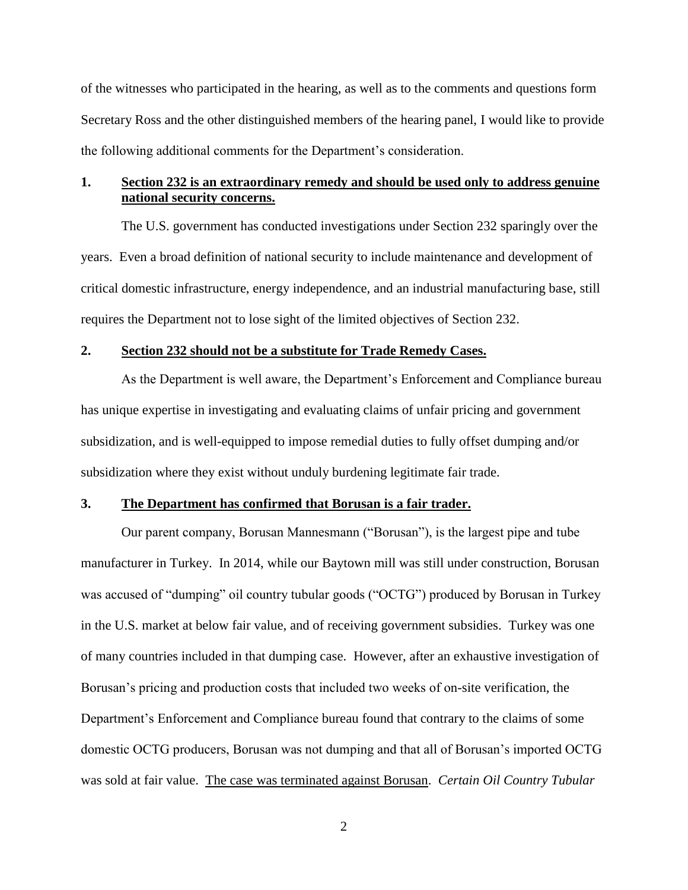of the witnesses who participated in the hearing, as well as to the comments and questions form Secretary Ross and the other distinguished members of the hearing panel, I would like to provide the following additional comments for the Department's consideration.

## 1. <u>Section 232 is an extraordinary remedy and should be used only to address genuine national security concerns.</u>

The U.S. government has conducted investigations under Section 232 sparingly over the years. Even a broad definition of national security to include maintenance and development of critical domestic infrastructure, energy independence, and an industrial manufacturing base, still requires the Department not to lose sight of the limited objectives of Section 232.

## 2. <u>Section 232 should not be a substitute for Trade Remedy Cases.</u>

As the Department is well aware, the Department's Enforcement and Compliance bureau has unique expertise in investigating and evaluating claims of unfair pricing and government subsidization, and is well-equipped to impose remedial duties to fully offset dumping and/or subsidization where they exist without unduly burdening legitimate fair trade.

## 3. <u>The Department has confirmed that Borusan is a fair trader.</u>

Our parent company, Borusan Mannesmann ("Borusan"), is the largest pipe and tube manufacturer in Turkey. In 2014, while our Baytown mill was still under construction, Borusan was accused of "dumping" oil country tubular goods ("OCTG") produced by Borusan in Turkey in the U.S. market at below fair value, and of receiving government subsidies. Turkey was one of many countries included in that dumping case. However, after an exhaustive investigation of Borusan's pricing and production costs that included two weeks of on-site verification, the Department's Enforcement and Compliance bureau found that contrary to the claims of some domestic OCTG producers, Borusan was not dumping and that all of Borusan's imported OCTG was sold at fair value. <u>The case was terminated against Borusan</u>. *Certain Oil Country Tubular*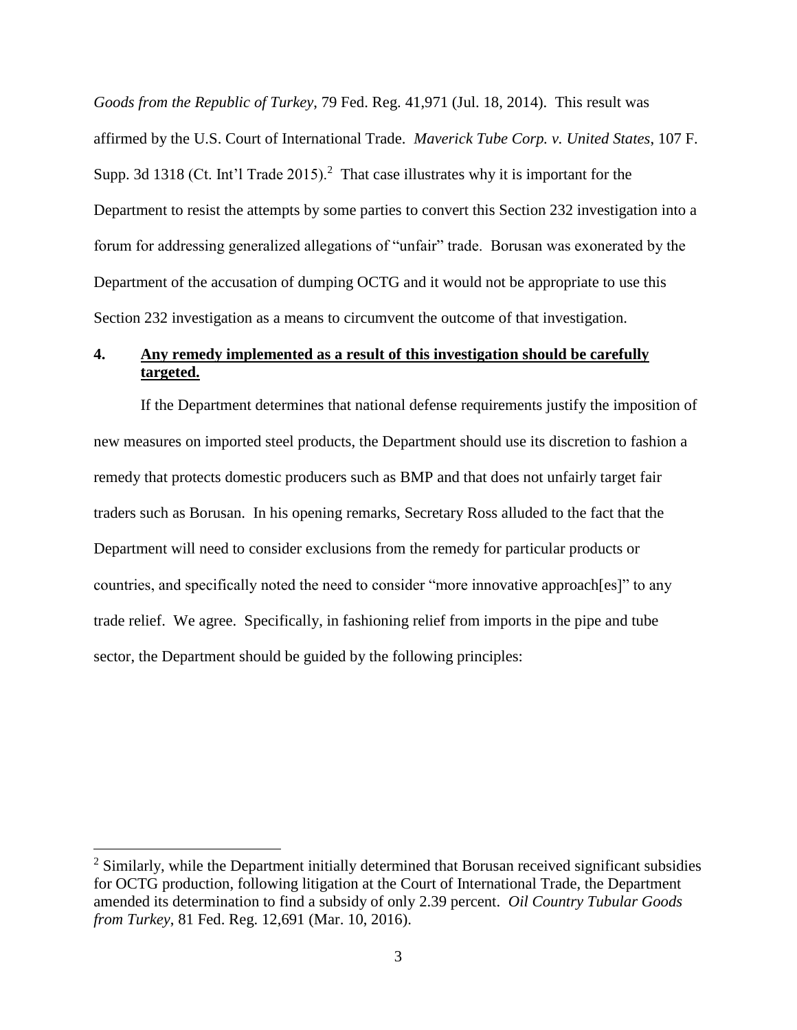*Goods from the Republic of Turkey*, 79 Fed. Reg. 41,971 (Jul. 18, 2014). This result was affirmed by the U.S. Court of International Trade. *Maverick Tube Corp. v. United States*, 107 F. Supp. 3d 1318 (Ct. Int'l Trade 2015).[2] That case illustrates why it is important for the Department to resist the attempts by some parties to convert this Section 232 investigation into a forum for addressing generalized allegations of "unfair" trade. Borusan was exonerated by the Department of the accusation of dumping OCTG and it would not be appropriate to use this Section 232 investigation as a means to circumvent the outcome of that investigation.

**4. Any remedy implemented as a result of this investigation should be carefully targeted.**

If the Department determines that national defense requirements justify the imposition of new measures on imported steel products, the Department should use its discretion to fashion a remedy that protects domestic producers such as BMP and that does not unfairly target fair traders such as Borusan. In his opening remarks, Secretary Ross alluded to the fact that the Department will need to consider exclusions from the remedy for particular products or countries, and specifically noted the need to consider "more innovative approach[es]" to any trade relief. We agree. Specifically, in fashioning relief from imports in the pipe and tube sector, the Department should be guided by the following principles:

[2] Similarly, while the Department initially determined that Borusan received significant subsidies for OCTG production, following litigation at the Court of International Trade, the Department amended its determination to find a subsidy of only 2.39 percent. *Oil Country Tubular Goods from Turkey*, 81 Fed. Reg. 12,691 (Mar. 10, 2016).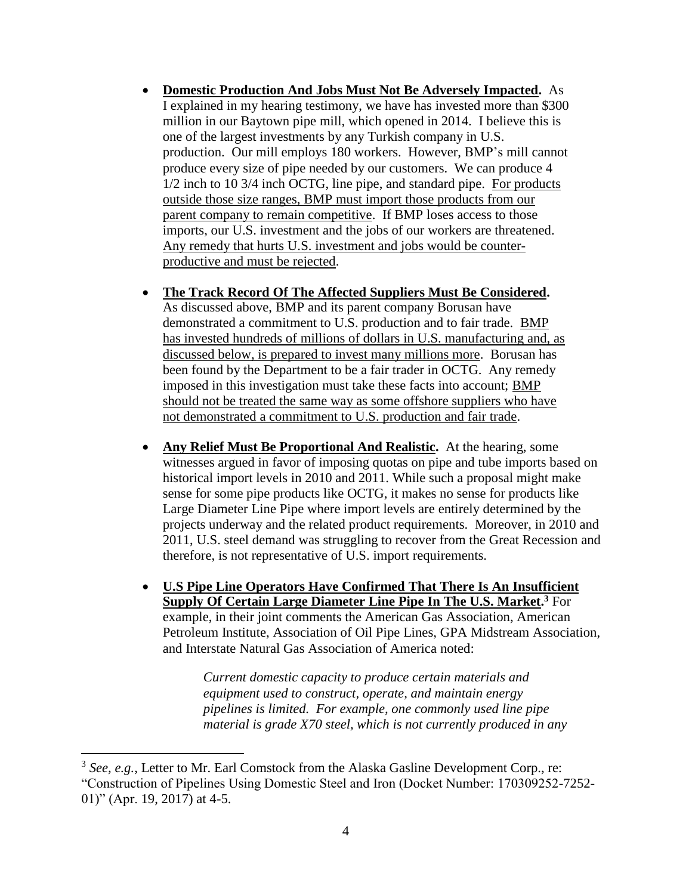- **<u>Domestic Production And Jobs Must Not Be Adversely Impacted</u>.** As I explained in my hearing testimony, we have has invested more than $300 million in our Baytown pipe mill, which opened in 2014. I believe this is one of the largest investments by any Turkish company in U.S. production. Our mill employs 180 workers. However, BMP's mill cannot produce every size of pipe needed by our customers. We can produce 4 1/2 inch to 10 3/4 inch OCTG, line pipe, and standard pipe. <u>For products outside those size ranges, BMP must import those products from our parent company to remain competitive</u>. If BMP loses access to those imports, our U.S. investment and the jobs of our workers are threatened. <u>Any remedy that hurts U.S. investment and jobs would be counter-productive and must be rejected</u>.

- **<u>The Track Record Of The Affected Suppliers Must Be Considered</u>.** As discussed above, BMP and its parent company Borusan have demonstrated a commitment to U.S. production and to fair trade. <u>BMP has invested hundreds of millions of dollars in U.S. manufacturing and, as discussed below, is prepared to invest many millions more</u>. Borusan has been found by the Department to be a fair trader in OCTG. Any remedy imposed in this investigation must take these facts into account; <u>BMP should not be treated the same way as some offshore suppliers who have not demonstrated a commitment to U.S. production and fair trade</u>.

- **<u>Any Relief Must Be Proportional And Realistic</u>.** At the hearing, some witnesses argued in favor of imposing quotas on pipe and tube imports based on historical import levels in 2010 and 2011. While such a proposal might make sense for some pipe products like OCTG, it makes no sense for products like Large Diameter Line Pipe where import levels are entirely determined by the projects underway and the related product requirements. Moreover, in 2010 and 2011, U.S. steel demand was struggling to recover from the Great Recession and therefore, is not representative of U.S. import requirements.

- **<u>U.S Pipe Line Operators Have Confirmed That There Is An Insufficient Supply Of Certain Large Diameter Line Pipe In The U.S. Market</u>.**[3] For example, in their joint comments the American Gas Association, American Petroleum Institute, Association of Oil Pipe Lines, GPA Midstream Association, and Interstate Natural Gas Association of America noted:

  > *Current domestic capacity to produce certain materials and equipment used to construct, operate, and maintain energy pipelines is limited. For example, one commonly used line pipe material is grade X70 steel, which is not currently produced in any*

---

[3] *See, e.g.*, Letter to Mr. Earl Comstock from the Alaska Gasline Development Corp., re: "Construction of Pipelines Using Domestic Steel and Iron (Docket Number: 170309252-7252-01)" (Apr. 19, 2017) at 4-5.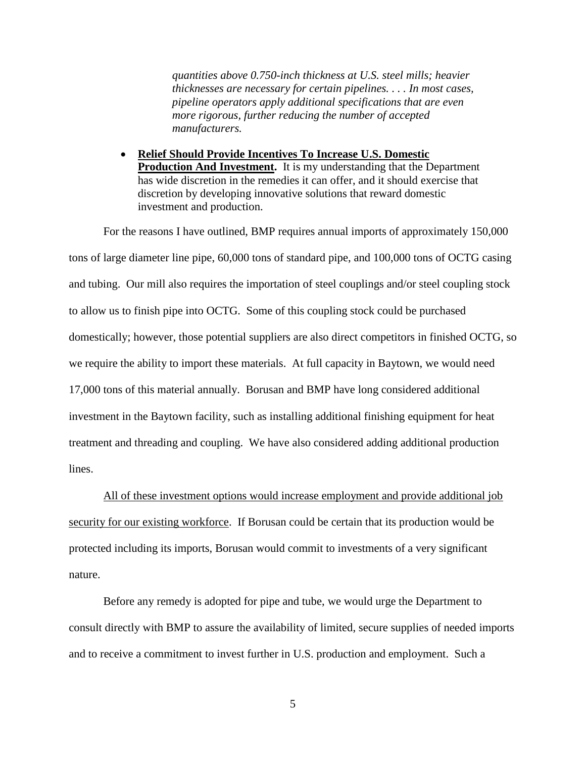> *quantities above 0.750-inch thickness at U.S. steel mills; heavier thicknesses are necessary for certain pipelines. . . . In most cases, pipeline operators apply additional specifications that are even more rigorous, further reducing the number of accepted manufacturers.*

- **Relief Should Provide Incentives To Increase U.S. Domestic Production And Investment.** It is my understanding that the Department has wide discretion in the remedies it can offer, and it should exercise that discretion by developing innovative solutions that reward domestic investment and production.

For the reasons I have outlined, BMP requires annual imports of approximately 150,000 tons of large diameter line pipe, 60,000 tons of standard pipe, and 100,000 tons of OCTG casing and tubing. Our mill also requires the importation of steel couplings and/or steel coupling stock to allow us to finish pipe into OCTG. Some of this coupling stock could be purchased domestically; however, those potential suppliers are also direct competitors in finished OCTG, so we require the ability to import these materials. At full capacity in Baytown, we would need 17,000 tons of this material annually. Borusan and BMP have long considered additional investment in the Baytown facility, such as installing additional finishing equipment for heat treatment and threading and coupling. We have also considered adding additional production lines.

<u>All of these investment options would increase employment and provide additional job security for our existing workforce</u>. If Borusan could be certain that its production would be protected including its imports, Borusan would commit to investments of a very significant nature.

Before any remedy is adopted for pipe and tube, we would urge the Department to consult directly with BMP to assure the availability of limited, secure supplies of needed imports and to receive a commitment to invest further in U.S. production and employment. Such a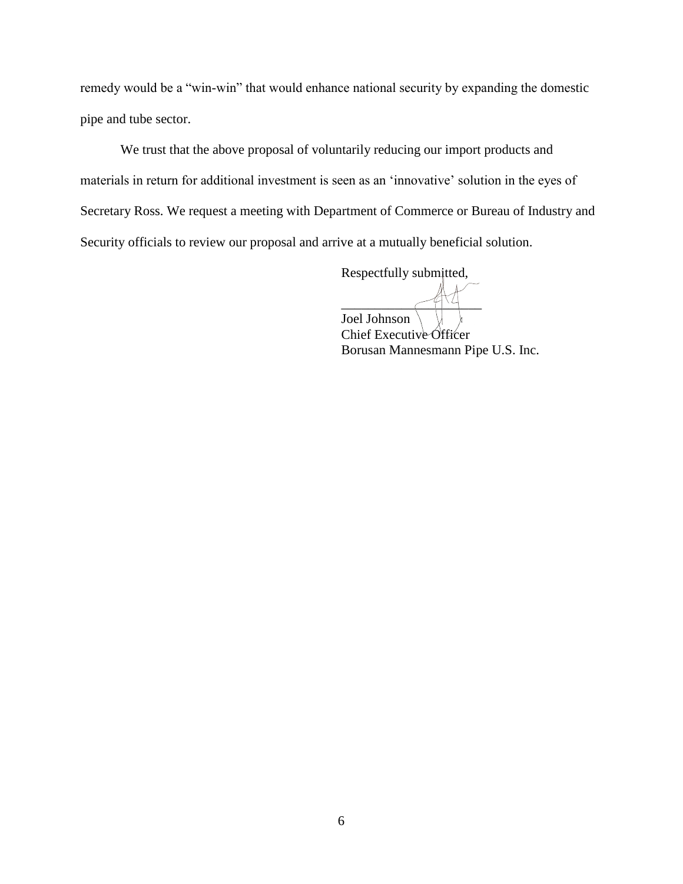remedy would be a "win-win" that would enhance national security by expanding the domestic pipe and tube sector.

We trust that the above proposal of voluntarily reducing our import products and materials in return for additional investment is seen as an 'innovative' solution in the eyes of Secretary Ross. We request a meeting with Department of Commerce or Bureau of Industry and Security officials to review our proposal and arrive at a mutually beneficial solution.

Respectfully submitted,

______________________

Joel Johnson
Chief Executive Officer
Borusan Mannesmann Pipe U.S. Inc.